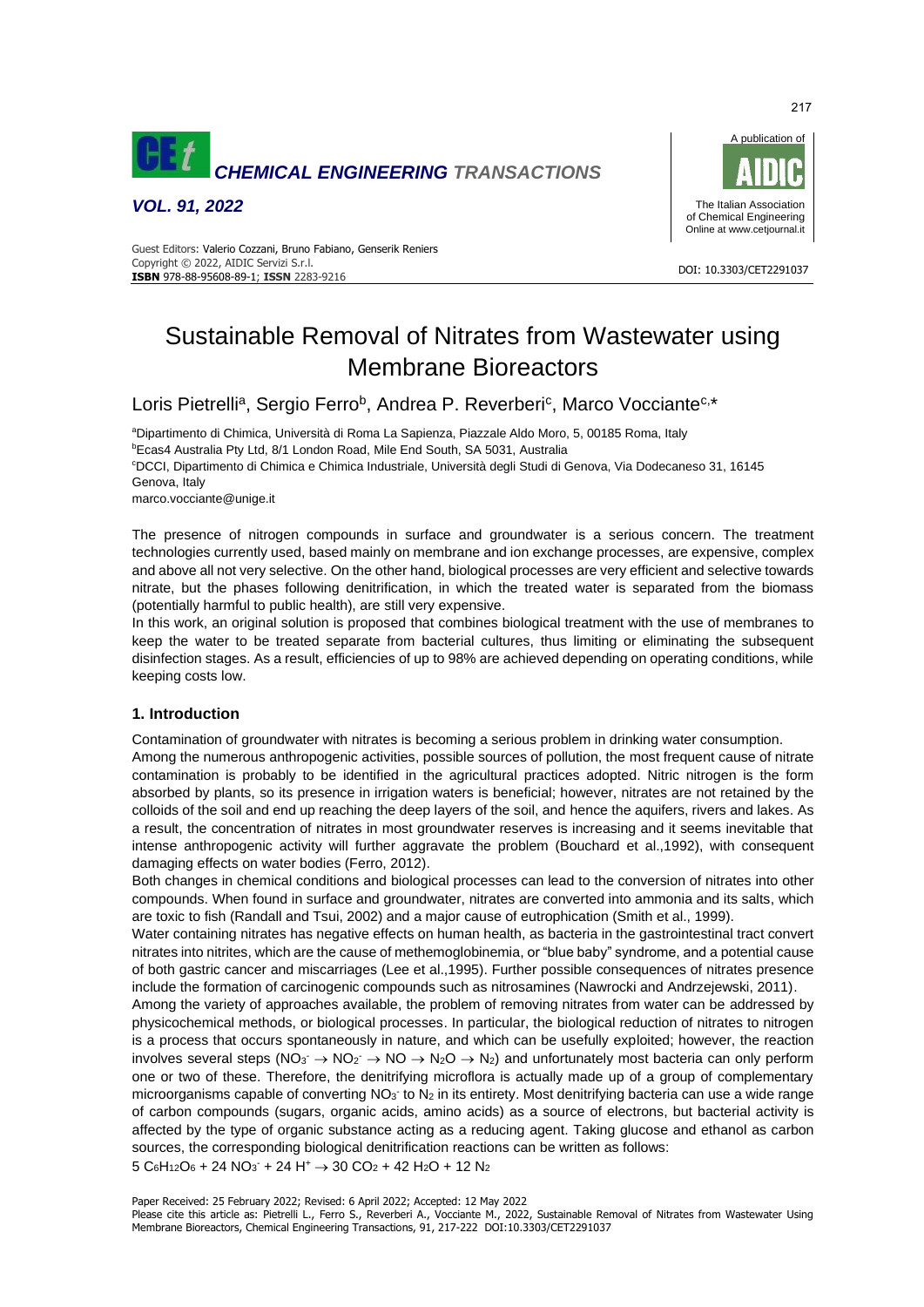# Sustainable Removal of Nitrates from Wastewater using Membrane Bioreactors

Loris Pietrelli[a], Sergio Ferro[b], Andrea P. Reverberi[c], Marco Vocciante[c,*]

[a]Dipartimento di Chimica, Università di Roma La Sapienza, Piazzale Aldo Moro, 5, 00185 Roma, Italy
[b]Ecas4 Australia Pty Ltd, 8/1 London Road, Mile End South, SA 5031, Australia
[c]DCCI, Dipartimento di Chimica e Chimica Industriale, Università degli Studi di Genova, Via Dodecaneso 31, 16145 Genova, Italy
marco.vocciante@unige.it

The presence of nitrogen compounds in surface and groundwater is a serious concern. The treatment technologies currently used, based mainly on membrane and ion exchange processes, are expensive, complex and above all not very selective. On the other hand, biological processes are very efficient and selective towards nitrate, but the phases following denitrification, in which the treated water is separated from the biomass (potentially harmful to public health), are still very expensive.
In this work, an original solution is proposed that combines biological treatment with the use of membranes to keep the water to be treated separate from bacterial cultures, thus limiting or eliminating the subsequent disinfection stages. As a result, efficiencies of up to 98% are achieved depending on operating conditions, while keeping costs low.

## 1. Introduction

Contamination of groundwater with nitrates is becoming a serious problem in drinking water consumption.
Among the numerous anthropogenic activities, possible sources of pollution, the most frequent cause of nitrate contamination is probably to be identified in the agricultural practices adopted. Nitric nitrogen is the form absorbed by plants, so its presence in irrigation waters is beneficial; however, nitrates are not retained by the colloids of the soil and end up reaching the deep layers of the soil, and hence the aquifers, rivers and lakes. As a result, the concentration of nitrates in most groundwater reserves is increasing and it seems inevitable that intense anthropogenic activity will further aggravate the problem (Bouchard et al.,1992), with consequent damaging effects on water bodies (Ferro, 2012).
Both changes in chemical conditions and biological processes can lead to the conversion of nitrates into other compounds. When found in surface and groundwater, nitrates are converted into ammonia and its salts, which are toxic to fish (Randall and Tsui, 2002) and a major cause of eutrophication (Smith et al., 1999).
Water containing nitrates has negative effects on human health, as bacteria in the gastrointestinal tract convert nitrates into nitrites, which are the cause of methemoglobinemia, or "blue baby" syndrome, and a potential cause of both gastric cancer and miscarriages (Lee et al.,1995). Further possible consequences of nitrates presence include the formation of carcinogenic compounds such as nitrosamines (Nawrocki and Andrzejewski, 2011).
Among the variety of approaches available, the problem of removing nitrates from water can be addressed by physicochemical methods, or biological processes. In particular, the biological reduction of nitrates to nitrogen is a process that occurs spontaneously in nature, and which can be usefully exploited; however, the reaction involves several steps ($NO_3^- \rightarrow NO_2^- \rightarrow NO \rightarrow N_2O \rightarrow N_2$) and unfortunately most bacteria can only perform one or two of these. Therefore, the denitrifying microflora is actually made up of a group of complementary microorganisms capable of converting $NO_3^-$ to $N_2$ in its entirety. Most denitrifying bacteria can use a wide range of carbon compounds (sugars, organic acids, amino acids) as a source of electrons, but bacterial activity is affected by the type of organic substance acting as a reducing agent. Taking glucose and ethanol as carbon sources, the corresponding biological denitrification reactions can be written as follows:

$$5\ C_6H_{12}O_6 + 24\ NO_3^- + 24\ H^+ \rightarrow 30\ CO_2 + 42\ H_2O + 12\ N_2$$

Paper Received: 25 February 2022; Revised: 6 April 2022; Accepted: 12 May 2022
Please cite this article as: Pietrelli L., Ferro S., Reverberi A., Vocciante M., 2022, Sustainable Removal of Nitrates from Wastewater Using Membrane Bioreactors, Chemical Engineering Transactions, 91, 217-222 DOI:10.3303/CET2291037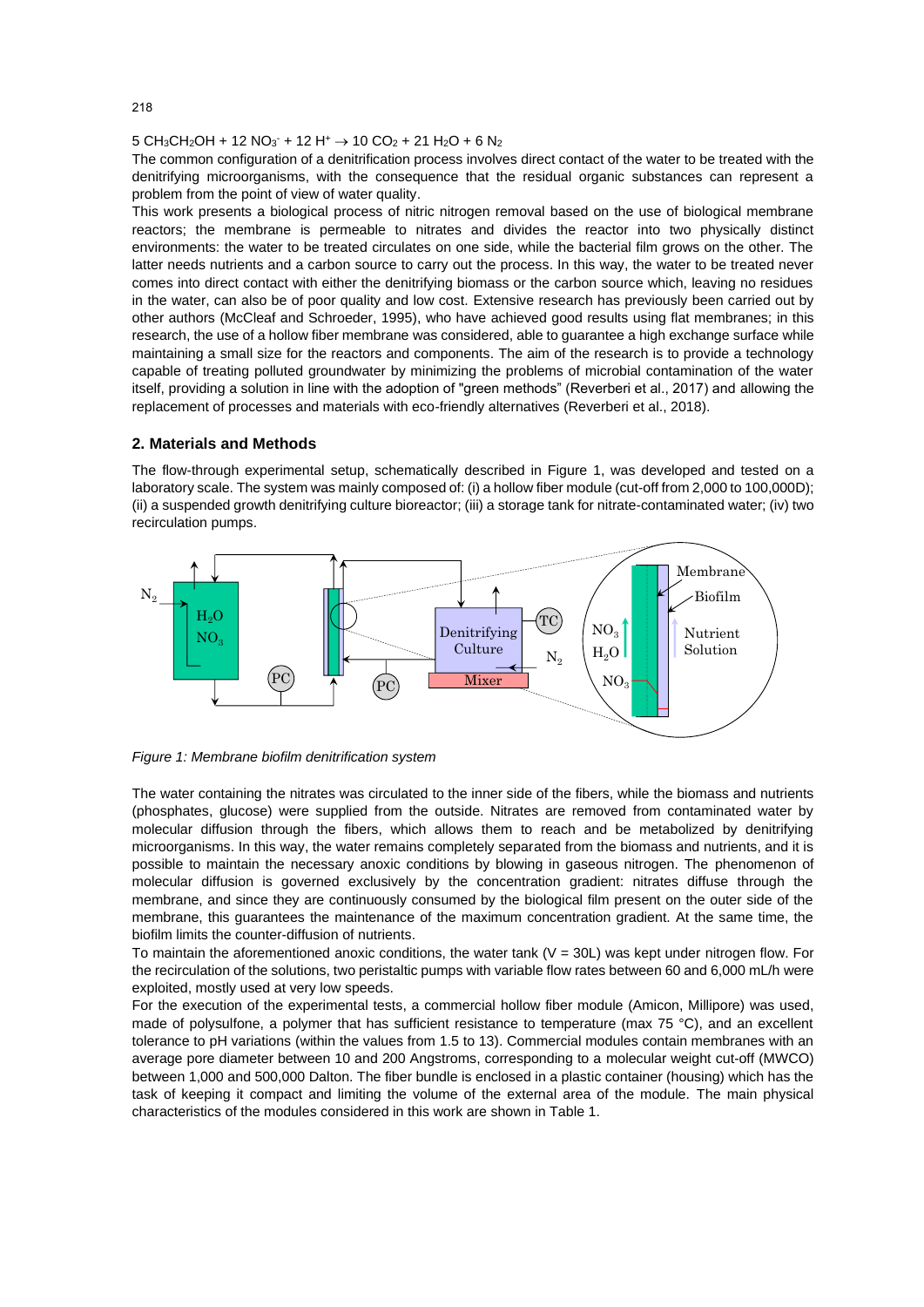$$5\ CH_3CH_2OH + 12\ NO_3^- + 12\ H^+ \rightarrow 10\ CO_2 + 21\ H_2O + 6\ N_2$$

The common configuration of a denitrification process involves direct contact of the water to be treated with the denitrifying microorganisms, with the consequence that the residual organic substances can represent a problem from the point of view of water quality.

This work presents a biological process of nitric nitrogen removal based on the use of biological membrane reactors; the membrane is permeable to nitrates and divides the reactor into two physically distinct environments: the water to be treated circulates on one side, while the bacterial film grows on the other. The latter needs nutrients and a carbon source to carry out the process. In this way, the water to be treated never comes into direct contact with either the denitrifying biomass or the carbon source which, leaving no residues in the water, can also be of poor quality and low cost. Extensive research has previously been carried out by other authors (McCleaf and Schroeder, 1995), who have achieved good results using flat membranes; in this research, the use of a hollow fiber membrane was considered, able to guarantee a high exchange surface while maintaining a small size for the reactors and components. The aim of the research is to provide a technology capable of treating polluted groundwater by minimizing the problems of microbial contamination of the water itself, providing a solution in line with the adoption of "green methods" (Reverberi et al., 2017) and allowing the replacement of processes and materials with eco-friendly alternatives (Reverberi et al., 2018).

## 2. Materials and Methods

The flow-through experimental setup, schematically described in Figure 1, was developed and tested on a laboratory scale. The system was mainly composed of: (i) a hollow fiber module (cut-off from 2,000 to 100,000D); (ii) a suspended growth denitrifying culture bioreactor; (iii) a storage tank for nitrate-contaminated water; (iv) two recirculation pumps.

*Figure 1: Membrane biofilm denitrification system*

The water containing the nitrates was circulated to the inner side of the fibers, while the biomass and nutrients (phosphates, glucose) were supplied from the outside. Nitrates are removed from contaminated water by molecular diffusion through the fibers, which allows them to reach and be metabolized by denitrifying microorganisms. In this way, the water remains completely separated from the biomass and nutrients, and it is possible to maintain the necessary anoxic conditions by blowing in gaseous nitrogen. The phenomenon of molecular diffusion is governed exclusively by the concentration gradient: nitrates diffuse through the membrane, and since they are continuously consumed by the biological film present on the outer side of the membrane, this guarantees the maintenance of the maximum concentration gradient. At the same time, the biofilm limits the counter-diffusion of nutrients.

To maintain the aforementioned anoxic conditions, the water tank (V = 30L) was kept under nitrogen flow. For the recirculation of the solutions, two peristaltic pumps with variable flow rates between 60 and 6,000 mL/h were exploited, mostly used at very low speeds.

For the execution of the experimental tests, a commercial hollow fiber module (Amicon, Millipore) was used, made of polysulfone, a polymer that has sufficient resistance to temperature (max 75 °C), and an excellent tolerance to pH variations (within the values from 1.5 to 13). Commercial modules contain membranes with an average pore diameter between 10 and 200 Angstroms, corresponding to a molecular weight cut-off (MWCO) between 1,000 and 500,000 Dalton. The fiber bundle is enclosed in a plastic container (housing) which has the task of keeping it compact and limiting the volume of the external area of the module. The main physical characteristics of the modules considered in this work are shown in Table 1.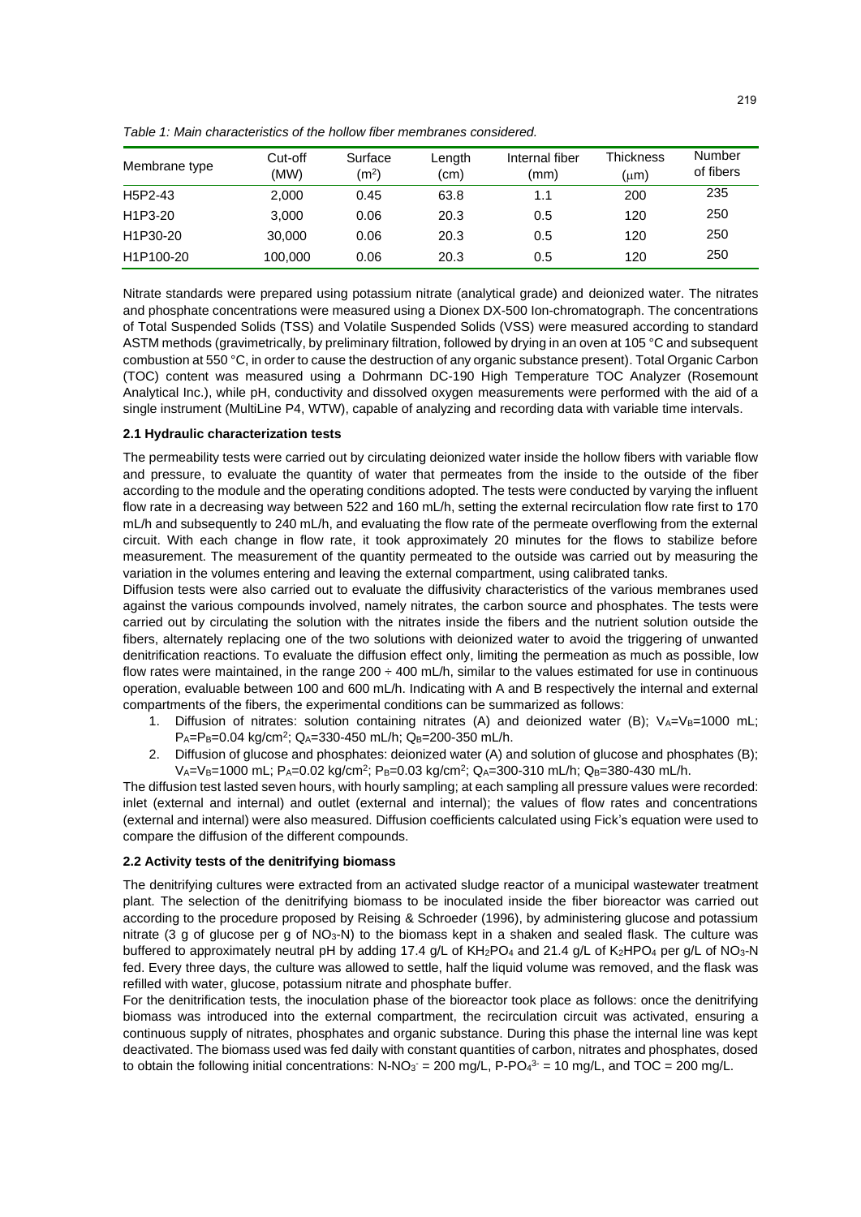*Table 1: Main characteristics of the hollow fiber membranes considered.*

| Membrane type | Cut-off (MW) | Surface ($m^2$) | Length (cm) | Internal fiber (mm) | Thickness ($\mu$m) | Number of fibers |
|---|---|---|---|---|---|---|
| H5P2-43 | 2,000 | 0.45 | 63.8 | 1.1 | 200 | 235 |
| H1P3-20 | 3,000 | 0.06 | 20.3 | 0.5 | 120 | 250 |
| H1P30-20 | 30,000 | 0.06 | 20.3 | 0.5 | 120 | 250 |
| H1P100-20 | 100,000 | 0.06 | 20.3 | 0.5 | 120 | 250 |

Nitrate standards were prepared using potassium nitrate (analytical grade) and deionized water. The nitrates and phosphate concentrations were measured using a Dionex DX-500 Ion-chromatograph. The concentrations of Total Suspended Solids (TSS) and Volatile Suspended Solids (VSS) were measured according to standard ASTM methods (gravimetrically, by preliminary filtration, followed by drying in an oven at 105 °C and subsequent combustion at 550 °C, in order to cause the destruction of any organic substance present). Total Organic Carbon (TOC) content was measured using a Dohrmann DC-190 High Temperature TOC Analyzer (Rosemount Analytical Inc.), while pH, conductivity and dissolved oxygen measurements were performed with the aid of a single instrument (MultiLine P4, WTW), capable of analyzing and recording data with variable time intervals.

### 2.1 Hydraulic characterization tests

The permeability tests were carried out by circulating deionized water inside the hollow fibers with variable flow and pressure, to evaluate the quantity of water that permeates from the inside to the outside of the fiber according to the module and the operating conditions adopted. The tests were conducted by varying the influent flow rate in a decreasing way between 522 and 160 mL/h, setting the external recirculation flow rate first to 170 mL/h and subsequently to 240 mL/h, and evaluating the flow rate of the permeate overflowing from the external circuit. With each change in flow rate, it took approximately 20 minutes for the flows to stabilize before measurement. The measurement of the quantity permeated to the outside was carried out by measuring the variation in the volumes entering and leaving the external compartment, using calibrated tanks.

Diffusion tests were also carried out to evaluate the diffusivity characteristics of the various membranes used against the various compounds involved, namely nitrates, the carbon source and phosphates. The tests were carried out by circulating the solution with the nitrates inside the fibers and the nutrient solution outside the fibers, alternately replacing one of the two solutions with deionized water to avoid the triggering of unwanted denitrification reactions. To evaluate the diffusion effect only, limiting the permeation as much as possible, low flow rates were maintained, in the range 200 ÷ 400 mL/h, similar to the values estimated for use in continuous operation, evaluable between 100 and 600 mL/h. Indicating with A and B respectively the internal and external compartments of the fibers, the experimental conditions can be summarized as follows:

1. Diffusion of nitrates: solution containing nitrates (A) and deionized water (B); $V_A$=$V_B$=1000 mL; $P_A$=$P_B$=0.04 kg/cm$^2$; $Q_A$=330-450 mL/h; $Q_B$=200-350 mL/h.
2. Diffusion of glucose and phosphates: deionized water (A) and solution of glucose and phosphates (B); $V_A$=$V_B$=1000 mL; $P_A$=0.02 kg/cm$^2$; $P_B$=0.03 kg/cm$^2$; $Q_A$=300-310 mL/h; $Q_B$=380-430 mL/h.

The diffusion test lasted seven hours, with hourly sampling; at each sampling all pressure values were recorded: inlet (external and internal) and outlet (external and internal); the values of flow rates and concentrations (external and internal) were also measured. Diffusion coefficients calculated using Fick's equation were used to compare the diffusion of the different compounds.

### 2.2 Activity tests of the denitrifying biomass

The denitrifying cultures were extracted from an activated sludge reactor of a municipal wastewater treatment plant. The selection of the denitrifying biomass to be inoculated inside the fiber bioreactor was carried out according to the procedure proposed by Reising & Schroeder (1996), by administering glucose and potassium nitrate (3 g of glucose per g of $NO_3$-N) to the biomass kept in a shaken and sealed flask. The culture was buffered to approximately neutral pH by adding 17.4 g/L of $KH_2PO_4$ and 21.4 g/L of $K_2HPO_4$ per g/L of $NO_3$-N fed. Every three days, the culture was allowed to settle, half the liquid volume was removed, and the flask was refilled with water, glucose, potassium nitrate and phosphate buffer.

For the denitrification tests, the inoculation phase of the bioreactor took place as follows: once the denitrifying biomass was introduced into the external compartment, the recirculation circuit was activated, ensuring a continuous supply of nitrates, phosphates and organic substance. During this phase the internal line was kept deactivated. The biomass used was fed daily with constant quantities of carbon, nitrates and phosphates, dosed to obtain the following initial concentrations: N-$NO_3^-$ = 200 mg/L, P-$PO_4^{3-}$ = 10 mg/L, and TOC = 200 mg/L.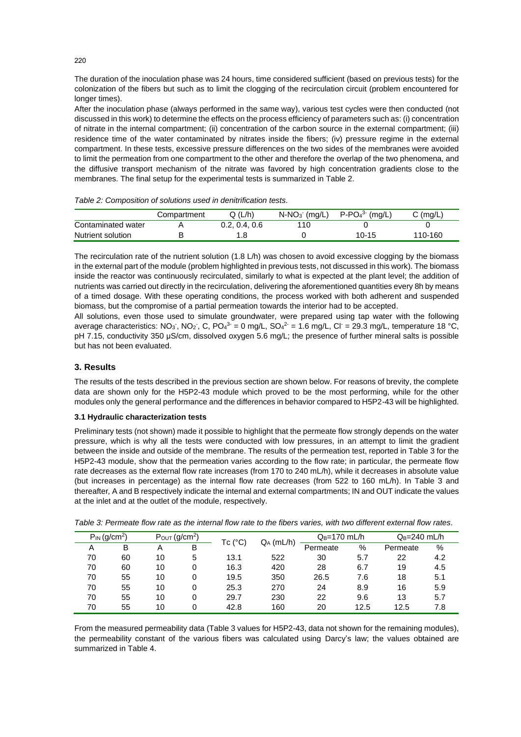The duration of the inoculation phase was 24 hours, time considered sufficient (based on previous tests) for the colonization of the fibers but such as to limit the clogging of the recirculation circuit (problem encountered for longer times).

After the inoculation phase (always performed in the same way), various test cycles were then conducted (not discussed in this work) to determine the effects on the process efficiency of parameters such as: (i) concentration of nitrate in the internal compartment; (ii) concentration of the carbon source in the external compartment; (iii) residence time of the water contaminated by nitrates inside the fibers; (iv) pressure regime in the external compartment. In these tests, excessive pressure differences on the two sides of the membranes were avoided to limit the permeation from one compartment to the other and therefore the overlap of the two phenomena, and the diffusive transport mechanism of the nitrate was favored by high concentration gradients close to the membranes. The final setup for the experimental tests is summarized in Table 2.

*Table 2: Composition of solutions used in denitrification tests.*

| | Compartment | Q (L/h) | $N\text{-}NO_3^-$ (mg/L) | $P\text{-}PO_4^{3-}$ (mg/L) | C (mg/L) |
|---|---|---|---|---|---|
| Contaminated water | A | 0.2, 0.4, 0.6 | 110 | 0 | 0 |
| Nutrient solution | B | 1.8 | 0 | 10-15 | 110-160 |

The recirculation rate of the nutrient solution (1.8 L/h) was chosen to avoid excessive clogging by the biomass in the external part of the module (problem highlighted in previous tests, not discussed in this work). The biomass inside the reactor was continuously recirculated, similarly to what is expected at the plant level; the addition of nutrients was carried out directly in the recirculation, delivering the aforementioned quantities every 8h by means of a timed dosage. With these operating conditions, the process worked with both adherent and suspended biomass, but the compromise of a partial permeation towards the interior had to be accepted.

All solutions, even those used to simulate groundwater, were prepared using tap water with the following average characteristics: $NO_3^-$, $NO_2^-$, C, $PO_4^{3-}$ = 0 mg/L, $SO_4^{2-}$ = 1.6 mg/L, $Cl^-$ = 29.3 mg/L, temperature 18 °C, pH 7.15, conductivity 350 µS/cm, dissolved oxygen 5.6 mg/L; the presence of further mineral salts is possible but has not been evaluated.

## 3. Results

The results of the tests described in the previous section are shown below. For reasons of brevity, the complete data are shown only for the H5P2-43 module which proved to be the most performing, while for the other modules only the general performance and the differences in behavior compared to H5P2-43 will be highlighted.

### 3.1 Hydraulic characterization tests

Preliminary tests (not shown) made it possible to highlight that the permeate flow strongly depends on the water pressure, which is why all the tests were conducted with low pressures, in an attempt to limit the gradient between the inside and outside of the membrane. The results of the permeation test, reported in Table 3 for the H5P2-43 module, show that the permeation varies according to the flow rate; in particular, the permeate flow rate decreases as the external flow rate increases (from 170 to 240 mL/h), while it decreases in absolute value (but increases in percentage) as the internal flow rate decreases (from 522 to 160 mL/h). In Table 3 and thereafter, A and B respectively indicate the internal and external compartments; IN and OUT indicate the values at the inlet and at the outlet of the module, respectively.

*Table 3: Permeate flow rate as the internal flow rate to the fibers varies, with two different external flow rates.*

| $P_{IN}$ (g/cm$^2$) | | $P_{OUT}$ (g/cm$^2$) | | Tc (°C) | $Q_A$ (mL/h) | $Q_B$=170 mL/h | | $Q_B$=240 mL/h | |
|---|---|---|---|---|---|---|---|---|---|
| A | B | A | B | | | Permeate | % | Permeate | % |
| 70 | 60 | 10 | 5 | 13.1 | 522 | 30 | 5.7 | 22 | 4.2 |
| 70 | 60 | 10 | 0 | 16.3 | 420 | 28 | 6.7 | 19 | 4.5 |
| 70 | 55 | 10 | 0 | 19.5 | 350 | 26.5 | 7.6 | 18 | 5.1 |
| 70 | 55 | 10 | 0 | 25.3 | 270 | 24 | 8.9 | 16 | 5.9 |
| 70 | 55 | 10 | 0 | 29.7 | 230 | 22 | 9.6 | 13 | 5.7 |
| 70 | 55 | 10 | 0 | 42.8 | 160 | 20 | 12.5 | 12.5 | 7.8 |

From the measured permeability data (Table 3 values for H5P2-43, data not shown for the remaining modules), the permeability constant of the various fibers was calculated using Darcy's law; the values obtained are summarized in Table 4.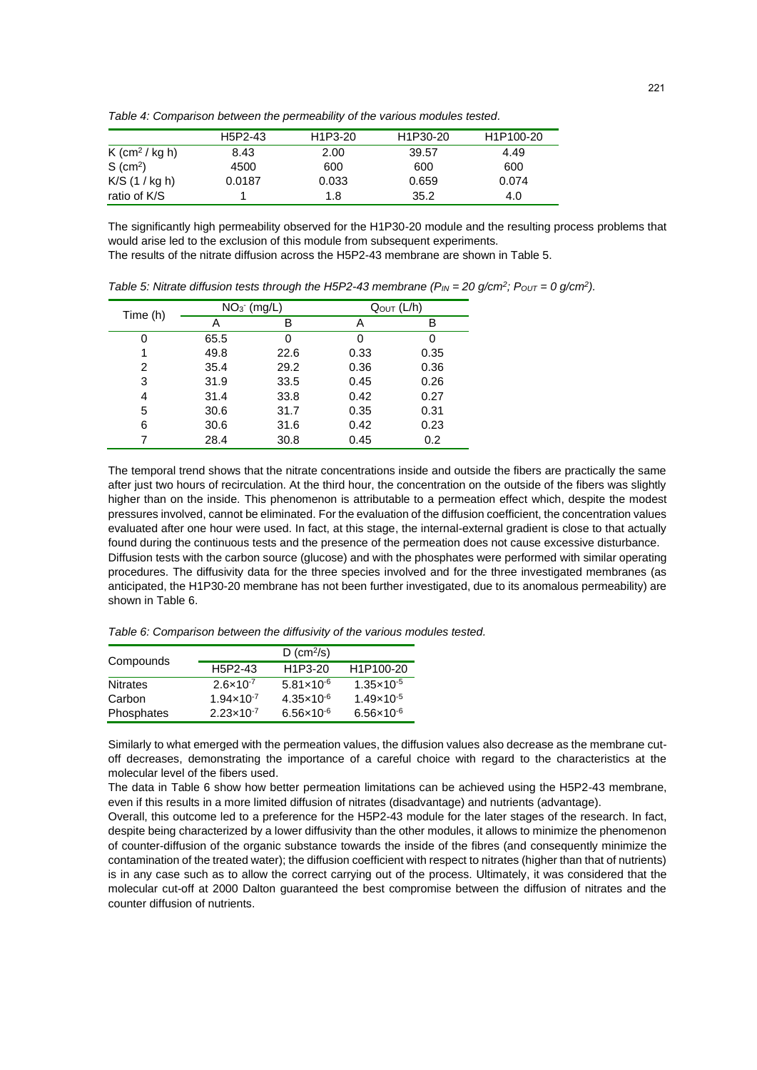*Table 4: Comparison between the permeability of the various modules tested.*

| | H5P2-43 | H1P3-20 | H1P30-20 | H1P100-20 |
|---|---|---|---|---|
| K ($cm^2$ / kg h) | 8.43 | 2.00 | 39.57 | 4.49 |
| S ($cm^2$) | 4500 | 600 | 600 | 600 |
| K/S (1 / kg h) | 0.0187 | 0.033 | 0.659 | 0.074 |
| ratio of K/S | 1 | 1.8 | 35.2 | 4.0 |

The significantly high permeability observed for the H1P30-20 module and the resulting process problems that would arise led to the exclusion of this module from subsequent experiments.
The results of the nitrate diffusion across the H5P2-43 membrane are shown in Table 5.

*Table 5: Nitrate diffusion tests through the H5P2-43 membrane ($P_{IN}$ = 20 g/cm$^2$; $P_{OUT}$ = 0 g/cm$^2$).*

| Time (h) | $NO_3^-$ (mg/L) | | $Q_{OUT}$ (L/h) | |
|---|---|---|---|---|
| | A | B | A | B |
| 0 | 65.5 | 0 | 0 | 0 |
| 1 | 49.8 | 22.6 | 0.33 | 0.35 |
| 2 | 35.4 | 29.2 | 0.36 | 0.36 |
| 3 | 31.9 | 33.5 | 0.45 | 0.26 |
| 4 | 31.4 | 33.8 | 0.42 | 0.27 |
| 5 | 30.6 | 31.7 | 0.35 | 0.31 |
| 6 | 30.6 | 31.6 | 0.42 | 0.23 |
| 7 | 28.4 | 30.8 | 0.45 | 0.2 |

The temporal trend shows that the nitrate concentrations inside and outside the fibers are practically the same after just two hours of recirculation. At the third hour, the concentration on the outside of the fibers was slightly higher than on the inside. This phenomenon is attributable to a permeation effect which, despite the modest pressures involved, cannot be eliminated. For the evaluation of the diffusion coefficient, the concentration values evaluated after one hour were used. In fact, at this stage, the internal-external gradient is close to that actually found during the continuous tests and the presence of the permeation does not cause excessive disturbance.
Diffusion tests with the carbon source (glucose) and with the phosphates were performed with similar operating procedures. The diffusivity data for the three species involved and for the three investigated membranes (as anticipated, the H1P30-20 membrane has not been further investigated, due to its anomalous permeability) are shown in Table 6.

*Table 6: Comparison between the diffusivity of the various modules tested.*

| Compounds | D ($cm^2$/s) | | |
|---|---|---|---|
| | H5P2-43 | H1P3-20 | H1P100-20 |
| Nitrates | $2.6\times10^{-7}$ | $5.81\times10^{-6}$ | $1.35\times10^{-5}$ |
| Carbon | $1.94\times10^{-7}$ | $4.35\times10^{-6}$ | $1.49\times10^{-5}$ |
| Phosphates | $2.23\times10^{-7}$ | $6.56\times10^{-6}$ | $6.56\times10^{-6}$ |

Similarly to what emerged with the permeation values, the diffusion values also decrease as the membrane cut-off decreases, demonstrating the importance of a careful choice with regard to the characteristics at the molecular level of the fibers used.
The data in Table 6 show how better permeation limitations can be achieved using the H5P2-43 membrane, even if this results in a more limited diffusion of nitrates (disadvantage) and nutrients (advantage).
Overall, this outcome led to a preference for the H5P2-43 module for the later stages of the research. In fact, despite being characterized by a lower diffusivity than the other modules, it allows to minimize the phenomenon of counter-diffusion of the organic substance towards the inside of the fibres (and consequently minimize the contamination of the treated water); the diffusion coefficient with respect to nitrates (higher than that of nutrients) is in any case such as to allow the correct carrying out of the process. Ultimately, it was considered that the molecular cut-off at 2000 Dalton guaranteed the best compromise between the diffusion of nitrates and the counter diffusion of nutrients.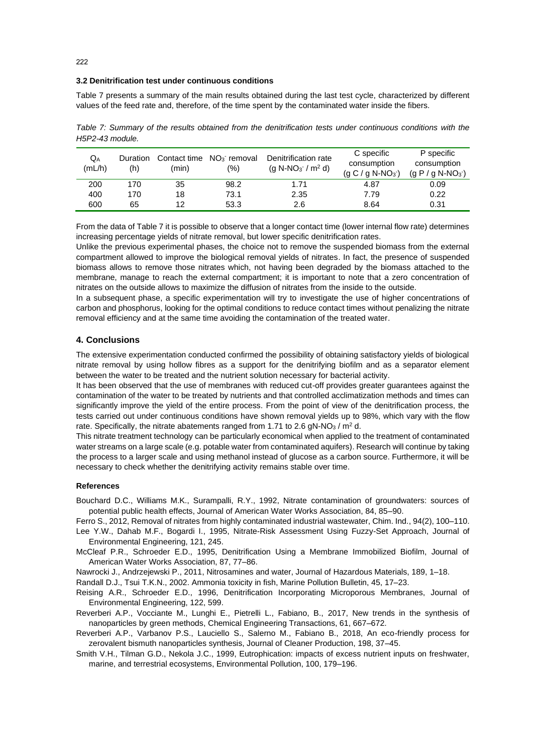### 3.2 Denitrification test under continuous conditions

Table 7 presents a summary of the main results obtained during the last test cycle, characterized by different values of the feed rate and, therefore, of the time spent by the contaminated water inside the fibers.

*Table 7: Summary of the results obtained from the denitrification tests under continuous conditions with the H5P2-43 module.*

| $Q_A$ (mL/h) | Duration (h) | Contact time (min) | $NO_3^-$ removal (%) | Denitrification rate (g $N\text{-}NO_3^-$ / $m^2$ d) | C specific consumption (g C / g $N\text{-}NO_3^-$) | P specific consumption (g P / g $N\text{-}NO_3^-$) |
|---|---|---|---|---|---|---|
| 200 | 170 | 35 | 98.2 | 1.71 | 4.87 | 0.09 |
| 400 | 170 | 18 | 73.1 | 2.35 | 7.79 | 0.22 |
| 600 | 65 | 12 | 53.3 | 2.6 | 8.64 | 0.31 |

From the data of Table 7 it is possible to observe that a longer contact time (lower internal flow rate) determines increasing percentage yields of nitrate removal, but lower specific denitrification rates.

Unlike the previous experimental phases, the choice not to remove the suspended biomass from the external compartment allowed to improve the biological removal yields of nitrates. In fact, the presence of suspended biomass allows to remove those nitrates which, not having been degraded by the biomass attached to the membrane, manage to reach the external compartment; it is important to note that a zero concentration of nitrates on the outside allows to maximize the diffusion of nitrates from the inside to the outside.

In a subsequent phase, a specific experimentation will try to investigate the use of higher concentrations of carbon and phosphorus, looking for the optimal conditions to reduce contact times without penalizing the nitrate removal efficiency and at the same time avoiding the contamination of the treated water.

## 4. Conclusions

The extensive experimentation conducted confirmed the possibility of obtaining satisfactory yields of biological nitrate removal by using hollow fibres as a support for the denitrifying biofilm and as a separator element between the water to be treated and the nutrient solution necessary for bacterial activity.

It has been observed that the use of membranes with reduced cut-off provides greater guarantees against the contamination of the water to be treated by nutrients and that controlled acclimatization methods and times can significantly improve the yield of the entire process. From the point of view of the denitrification process, the tests carried out under continuous conditions have shown removal yields up to 98%, which vary with the flow rate. Specifically, the nitrate abatements ranged from 1.71 to 2.6 g$N\text{-}NO_3$ / $m^2$ d.

This nitrate treatment technology can be particularly economical when applied to the treatment of contaminated water streams on a large scale (e.g. potable water from contaminated aquifers). Research will continue by taking the process to a larger scale and using methanol instead of glucose as a carbon source. Furthermore, it will be necessary to check whether the denitrifying activity remains stable over time.

### References

Bouchard D.C., Williams M.K., Surampalli, R.Y., 1992, Nitrate contamination of groundwaters: sources of potential public health effects, Journal of American Water Works Association, 84, 85–90.

Ferro S., 2012, Removal of nitrates from highly contaminated industrial wastewater, Chim. Ind., 94(2), 100–110.

Lee Y.W., Dahab M.F., Bogardi I., 1995, Nitrate-Risk Assessment Using Fuzzy-Set Approach, Journal of Environmental Engineering, 121, 245.

McCleaf P.R., Schroeder E.D., 1995, Denitrification Using a Membrane Immobilized Biofilm, Journal of American Water Works Association, 87, 77–86.

Nawrocki J., Andrzejewski P., 2011, Nitrosamines and water, Journal of Hazardous Materials, 189, 1–18.

Randall D.J., Tsui T.K.N., 2002. Ammonia toxicity in fish, Marine Pollution Bulletin, 45, 17–23.

Reising A.R., Schroeder E.D., 1996, Denitrification Incorporating Microporous Membranes, Journal of Environmental Engineering, 122, 599.

Reverberi A.P., Vocciante M., Lunghi E., Pietrelli L., Fabiano, B., 2017, New trends in the synthesis of nanoparticles by green methods, Chemical Engineering Transactions, 61, 667–672.

Reverberi A.P., Varbanov P.S., Lauciello S., Salerno M., Fabiano B., 2018, An eco-friendly process for zerovalent bismuth nanoparticles synthesis, Journal of Cleaner Production, 198, 37–45.

Smith V.H., Tilman G.D., Nekola J.C., 1999, Eutrophication: impacts of excess nutrient inputs on freshwater, marine, and terrestrial ecosystems, Environmental Pollution, 100, 179–196.